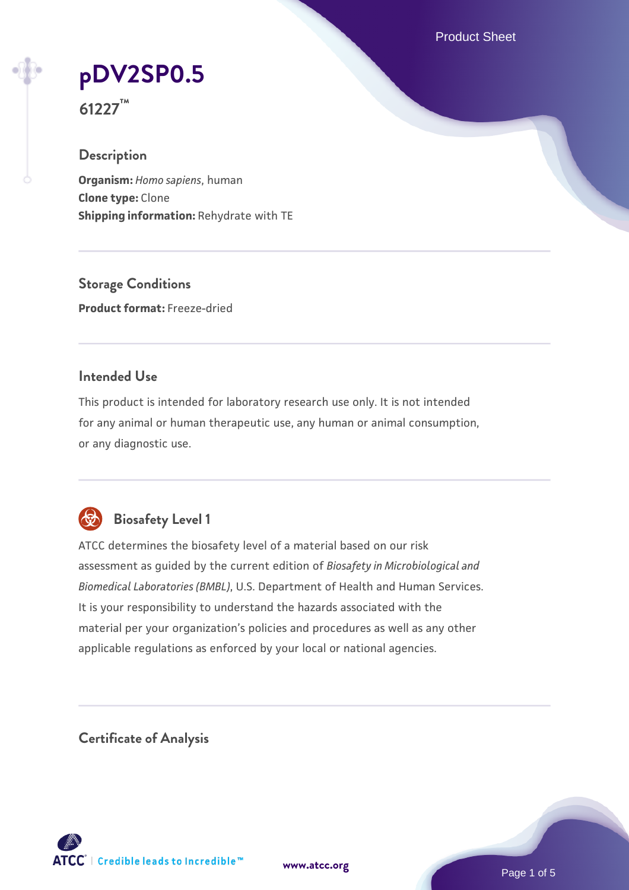# pDV2SP0.5

**61227™**

## Description

**Organism:** *Homo sapiens*, human
**Clone type:** Clone
**Shipping information:** Rehydrate with TE

## Storage Conditions

**Product format:** Freeze-dried

## Intended Use

This product is intended for laboratory research use only. It is not intended for any animal or human therapeutic use, any human or animal consumption, or any diagnostic use.

## Biosafety Level 1

ATCC determines the biosafety level of a material based on our risk assessment as guided by the current edition of *Biosafety in Microbiological and Biomedical Laboratories (BMBL)*, U.S. Department of Health and Human Services. It is your responsibility to understand the hazards associated with the material per your organization's policies and procedures as well as any other applicable regulations as enforced by your local or national agencies.

## Certificate of Analysis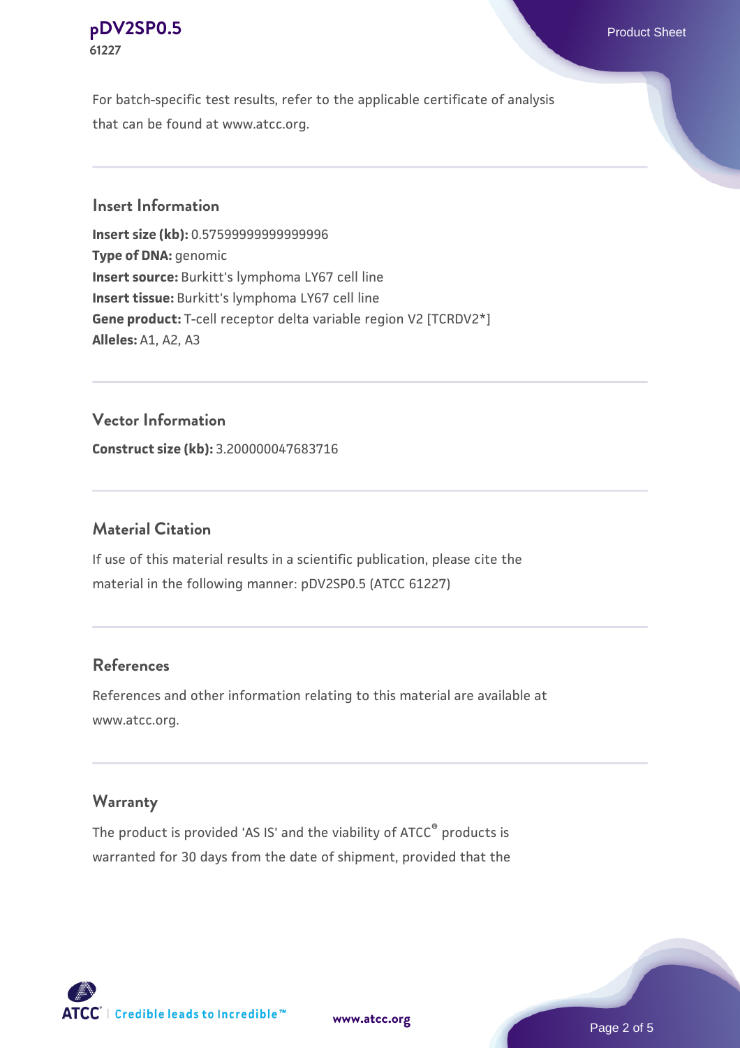For batch-specific test results, refer to the applicable certificate of analysis that can be found at www.atcc.org.

## Insert Information

**Insert size (kb):** 0.57599999999999996
**Type of DNA:** genomic
**Insert source:** Burkitt's lymphoma LY67 cell line
**Insert tissue:** Burkitt's lymphoma LY67 cell line
**Gene product:** T-cell receptor delta variable region V2 [TCRDV2*]
**Alleles:** A1, A2, A3

## Vector Information

**Construct size (kb):** 3.200000047683716

## Material Citation

If use of this material results in a scientific publication, please cite the material in the following manner: pDV2SP0.5 (ATCC 61227)

## References

References and other information relating to this material are available at www.atcc.org.

## Warranty

The product is provided 'AS IS' and the viability of ATCC® products is warranted for 30 days from the date of shipment, provided that the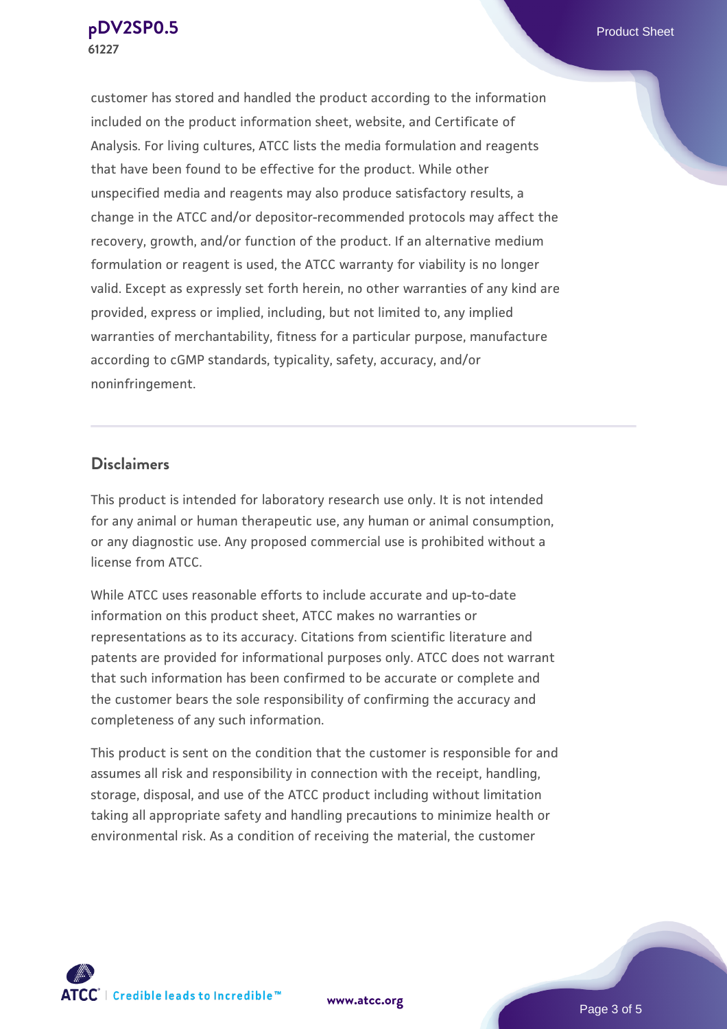customer has stored and handled the product according to the information included on the product information sheet, website, and Certificate of Analysis. For living cultures, ATCC lists the media formulation and reagents that have been found to be effective for the product. While other unspecified media and reagents may also produce satisfactory results, a change in the ATCC and/or depositor-recommended protocols may affect the recovery, growth, and/or function of the product. If an alternative medium formulation or reagent is used, the ATCC warranty for viability is no longer valid. Except as expressly set forth herein, no other warranties of any kind are provided, express or implied, including, but not limited to, any implied warranties of merchantability, fitness for a particular purpose, manufacture according to cGMP standards, typicality, safety, accuracy, and/or noninfringement.

## Disclaimers

This product is intended for laboratory research use only. It is not intended for any animal or human therapeutic use, any human or animal consumption, or any diagnostic use. Any proposed commercial use is prohibited without a license from ATCC.

While ATCC uses reasonable efforts to include accurate and up-to-date information on this product sheet, ATCC makes no warranties or representations as to its accuracy. Citations from scientific literature and patents are provided for informational purposes only. ATCC does not warrant that such information has been confirmed to be accurate or complete and the customer bears the sole responsibility of confirming the accuracy and completeness of any such information.

This product is sent on the condition that the customer is responsible for and assumes all risk and responsibility in connection with the receipt, handling, storage, disposal, and use of the ATCC product including without limitation taking all appropriate safety and handling precautions to minimize health or environmental risk. As a condition of receiving the material, the customer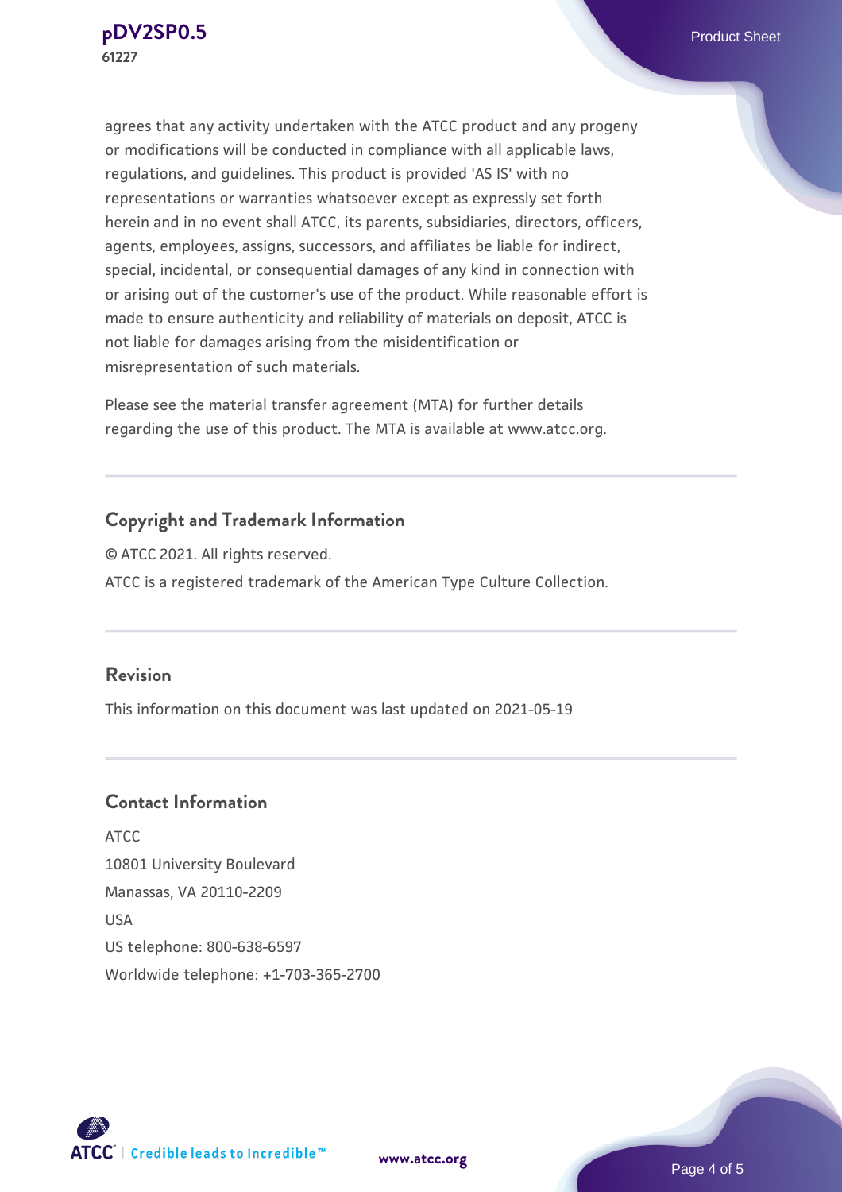agrees that any activity undertaken with the ATCC product and any progeny or modifications will be conducted in compliance with all applicable laws, regulations, and guidelines. This product is provided 'AS IS' with no representations or warranties whatsoever except as expressly set forth herein and in no event shall ATCC, its parents, subsidiaries, directors, officers, agents, employees, assigns, successors, and affiliates be liable for indirect, special, incidental, or consequential damages of any kind in connection with or arising out of the customer's use of the product. While reasonable effort is made to ensure authenticity and reliability of materials on deposit, ATCC is not liable for damages arising from the misidentification or misrepresentation of such materials.

Please see the material transfer agreement (MTA) for further details regarding the use of this product. The MTA is available at www.atcc.org.

## Copyright and Trademark Information

© ATCC 2021. All rights reserved.

ATCC is a registered trademark of the American Type Culture Collection.

## Revision

This information on this document was last updated on 2021-05-19

## Contact Information

ATCC
10801 University Boulevard
Manassas, VA 20110-2209
USA
US telephone: 800-638-6597
Worldwide telephone: +1-703-365-2700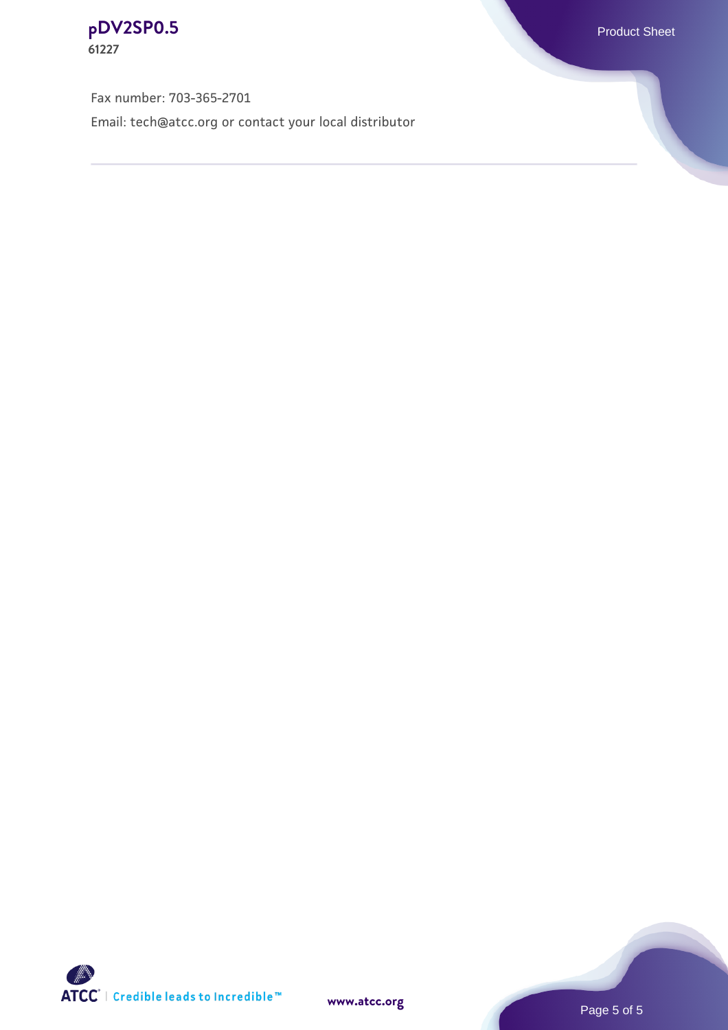Fax number: 703-365-2701

Email: tech@atcc.org or contact your local distributor